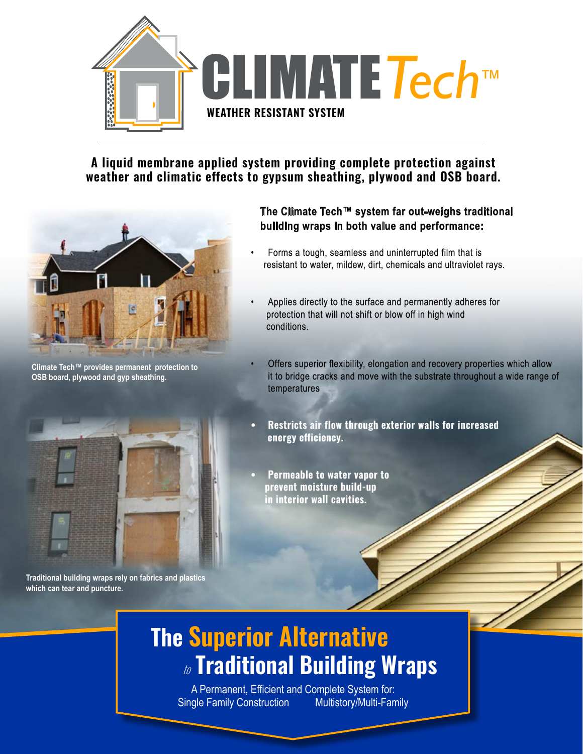# CLIMATE *Tech*™

**WEATHER RESISTANT SYSTEM**

## A liquid membrane applied system providing complete protection against weather and climatic effects to gypsum sheathing, plywood and OSB board.

### The Climate Tech™ system far out-weighs traditional building wraps in both value and performance:

- Forms a tough, seamless and uninterrupted film that is resistant to water, mildew, dirt, chemicals and ultraviolet rays.
- Applies directly to the surface and permanently adheres for protection that will not shift or blow off in high wind conditions.
- Offers superior flexibility, elongation and recovery properties which allow it to bridge cracks and move with the substrate throughout a wide range of temperatures
- **Restricts air flow through exterior walls for increased energy efficiency.**
- **Permeable to water vapor to prevent moisture build-up in interior wall cavities.**

**Climate Tech™ provides permanent protection to OSB board, plywood and gyp sheathing.**

**Traditional building wraps rely on fabrics and plastics which can tear and puncture.**

# The Superior Alternative *to* Traditional Building Wraps

A Permanent, Efficient and Complete System for:
Single Family Construction Multistory/Multi-Family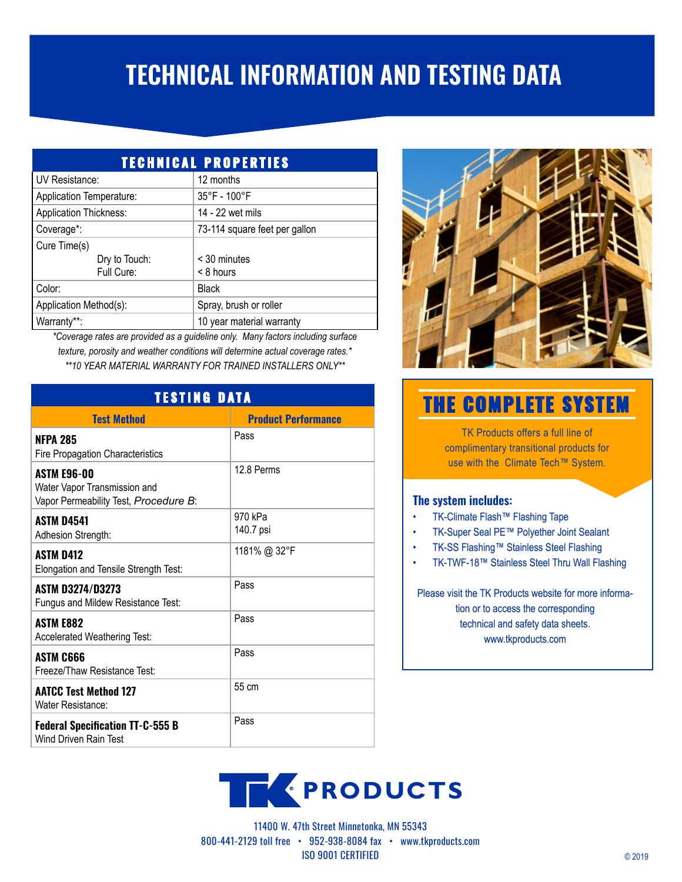# TECHNICAL INFORMATION AND TESTING DATA

## TECHNICAL PROPERTIES

| | |
|---|---|
| UV Resistance: | 12 months |
| Application Temperature: | 35°F - 100°F |
| Application Thickness: | 14 - 22 wet mils |
| Coverage*: | 73-114 square feet per gallon |
| Cure Time(s)<br>Dry to Touch:<br>Full Cure: | <br>< 30 minutes<br>< 8 hours |
| Color: | Black |
| Application Method(s): | Spray, brush or roller |
| Warranty**: | 10 year material warranty |

*\*Coverage rates are provided as a guideline only. Many factors including surface texture, porosity and weather conditions will determine actual coverage rates.\**

*\*\*10 YEAR MATERIAL WARRANTY FOR TRAINED INSTALLERS ONLY\*\**

## TESTING DATA

| Test Method | Product Performance |
|---|---|
| **NFPA 285**<br>Fire Propagation Characteristics | Pass |
| **ASTM E96-00**<br>Water Vapor Transmission and Vapor Permeability Test, *Procedure B*: | 12.8 Perms |
| **ASTM D4541**<br>Adhesion Strength: | 970 kPa<br>140.7 psi |
| **ASTM D412**<br>Elongation and Tensile Strength Test: | 1181% @ 32°F |
| **ASTM D3274/D3273**<br>Fungus and Mildew Resistance Test: | Pass |
| **ASTM E882**<br>Accelerated Weathering Test: | Pass |
| **ASTM C666**<br>Freeze/Thaw Resistance Test: | Pass |
| **AATCC Test Method 127**<br>Water Resistance: | 55 cm |
| **Federal Specification TT-C-555 B**<br>Wind Driven Rain Test | Pass |

## THE COMPLETE SYSTEM

TK Products offers a full line of complimentary transitional products for use with the Climate Tech™ System.

### The system includes:

- TK-Climate Flash™ Flashing Tape
- TK-Super Seal PE™ Polyether Joint Sealant
- TK-SS Flashing™ Stainless Steel Flashing
- TK-TWF-18™ Stainless Steel Thru Wall Flashing

Please visit the TK Products website for more information or to access the corresponding technical and safety data sheets.
www.tkproducts.com

TK PRODUCTS

11400 W. 47th Street Minnetonka, MN 55343
800-441-2129 toll free • 952-938-8084 fax • www.tkproducts.com
ISO 9001 CERTIFIED

© 2019